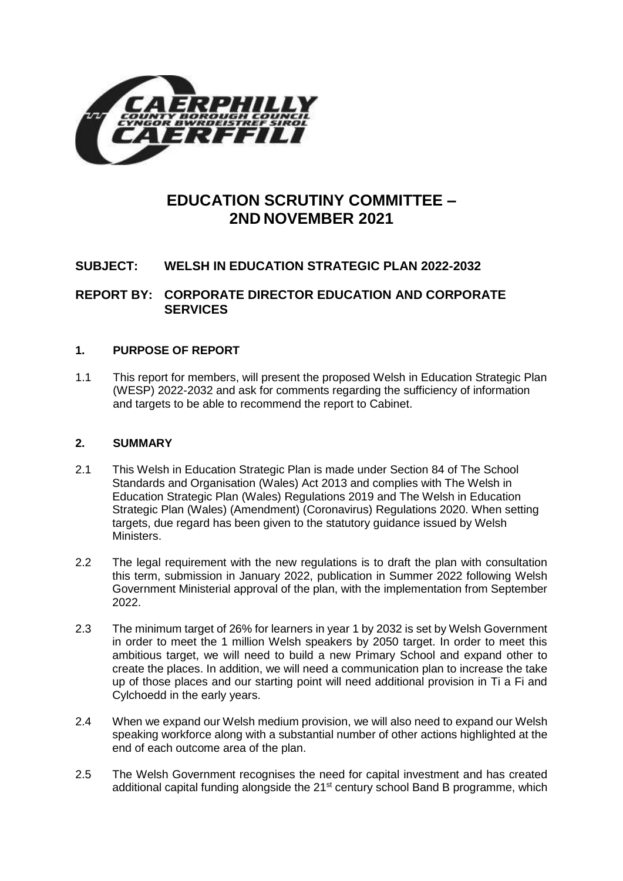# EDUCATION SCRUTINY COMMITTEE – 2ND NOVEMBER 2021

## SUBJECT: WELSH IN EDUCATION STRATEGIC PLAN 2022-2032

## REPORT BY: CORPORATE DIRECTOR EDUCATION AND CORPORATE SERVICES

### 1. PURPOSE OF REPORT

1.1 This report for members, will present the proposed Welsh in Education Strategic Plan (WESP) 2022-2032 and ask for comments regarding the sufficiency of information and targets to be able to recommend the report to Cabinet.

### 2. SUMMARY

2.1 This Welsh in Education Strategic Plan is made under Section 84 of The School Standards and Organisation (Wales) Act 2013 and complies with The Welsh in Education Strategic Plan (Wales) Regulations 2019 and The Welsh in Education Strategic Plan (Wales) (Amendment) (Coronavirus) Regulations 2020. When setting targets, due regard has been given to the statutory guidance issued by Welsh Ministers.

2.2 The legal requirement with the new regulations is to draft the plan with consultation this term, submission in January 2022, publication in Summer 2022 following Welsh Government Ministerial approval of the plan, with the implementation from September 2022.

2.3 The minimum target of 26% for learners in year 1 by 2032 is set by Welsh Government in order to meet the 1 million Welsh speakers by 2050 target. In order to meet this ambitious target, we will need to build a new Primary School and expand other to create the places. In addition, we will need a communication plan to increase the take up of those places and our starting point will need additional provision in Ti a Fi and Cylchoedd in the early years.

2.4 When we expand our Welsh medium provision, we will also need to expand our Welsh speaking workforce along with a substantial number of other actions highlighted at the end of each outcome area of the plan.

2.5 The Welsh Government recognises the need for capital investment and has created additional capital funding alongside the 21st century school Band B programme, which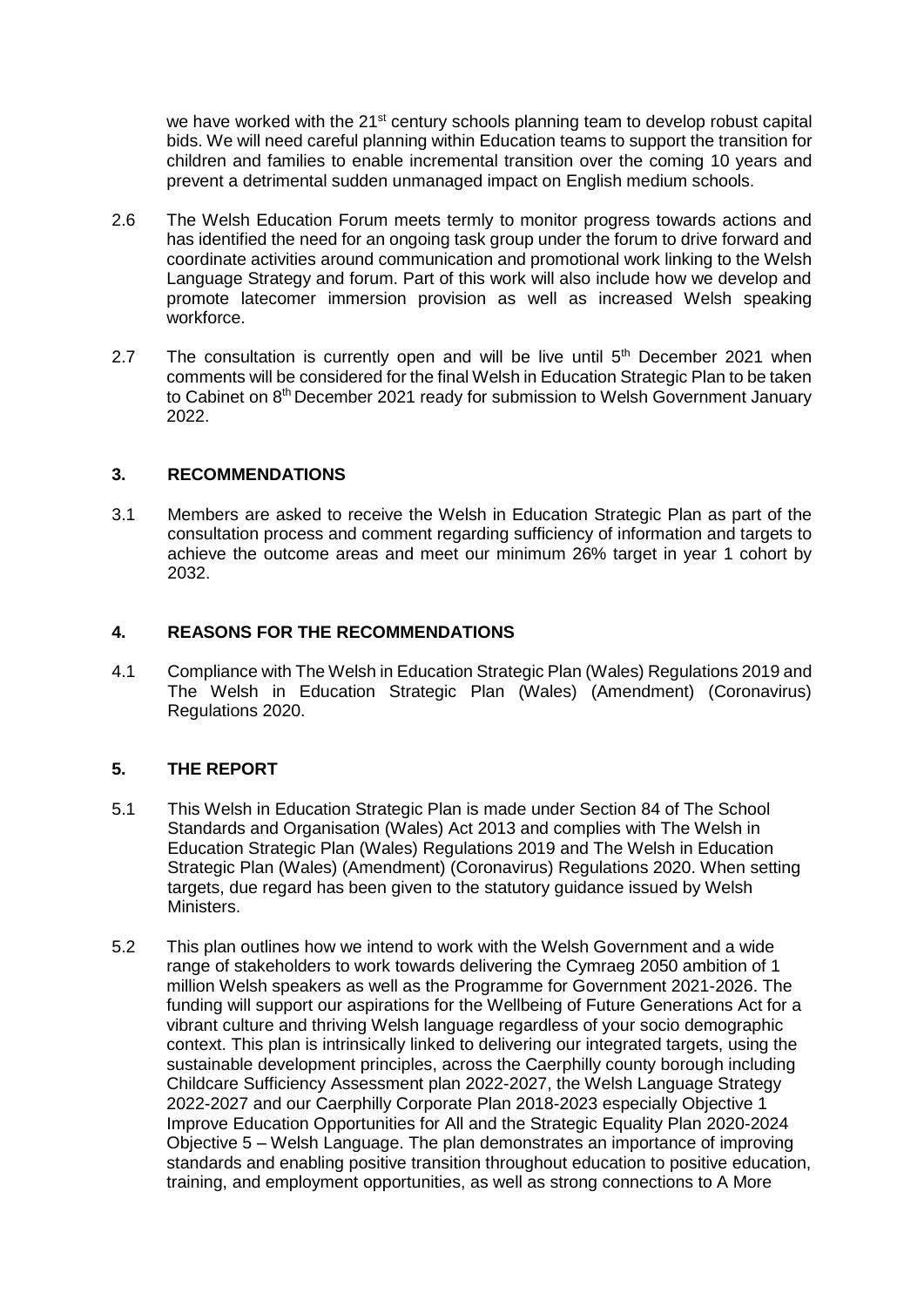we have worked with the 21st century schools planning team to develop robust capital bids. We will need careful planning within Education teams to support the transition for children and families to enable incremental transition over the coming 10 years and prevent a detrimental sudden unmanaged impact on English medium schools.

2.6 The Welsh Education Forum meets termly to monitor progress towards actions and has identified the need for an ongoing task group under the forum to drive forward and coordinate activities around communication and promotional work linking to the Welsh Language Strategy and forum. Part of this work will also include how we develop and promote latecomer immersion provision as well as increased Welsh speaking workforce.

2.7 The consultation is currently open and will be live until 5th December 2021 when comments will be considered for the final Welsh in Education Strategic Plan to be taken to Cabinet on 8th December 2021 ready for submission to Welsh Government January 2022.

## 3. RECOMMENDATIONS

3.1 Members are asked to receive the Welsh in Education Strategic Plan as part of the consultation process and comment regarding sufficiency of information and targets to achieve the outcome areas and meet our minimum 26% target in year 1 cohort by 2032.

## 4. REASONS FOR THE RECOMMENDATIONS

4.1 Compliance with The Welsh in Education Strategic Plan (Wales) Regulations 2019 and The Welsh in Education Strategic Plan (Wales) (Amendment) (Coronavirus) Regulations 2020.

## 5. THE REPORT

5.1 This Welsh in Education Strategic Plan is made under Section 84 of The School Standards and Organisation (Wales) Act 2013 and complies with The Welsh in Education Strategic Plan (Wales) Regulations 2019 and The Welsh in Education Strategic Plan (Wales) (Amendment) (Coronavirus) Regulations 2020. When setting targets, due regard has been given to the statutory guidance issued by Welsh Ministers.

5.2 This plan outlines how we intend to work with the Welsh Government and a wide range of stakeholders to work towards delivering the Cymraeg 2050 ambition of 1 million Welsh speakers as well as the Programme for Government 2021-2026. The funding will support our aspirations for the Wellbeing of Future Generations Act for a vibrant culture and thriving Welsh language regardless of your socio demographic context. This plan is intrinsically linked to delivering our integrated targets, using the sustainable development principles, across the Caerphilly county borough including Childcare Sufficiency Assessment plan 2022-2027, the Welsh Language Strategy 2022-2027 and our Caerphilly Corporate Plan 2018-2023 especially Objective 1 Improve Education Opportunities for All and the Strategic Equality Plan 2020-2024 Objective 5 – Welsh Language. The plan demonstrates an importance of improving standards and enabling positive transition throughout education to positive education, training, and employment opportunities, as well as strong connections to A More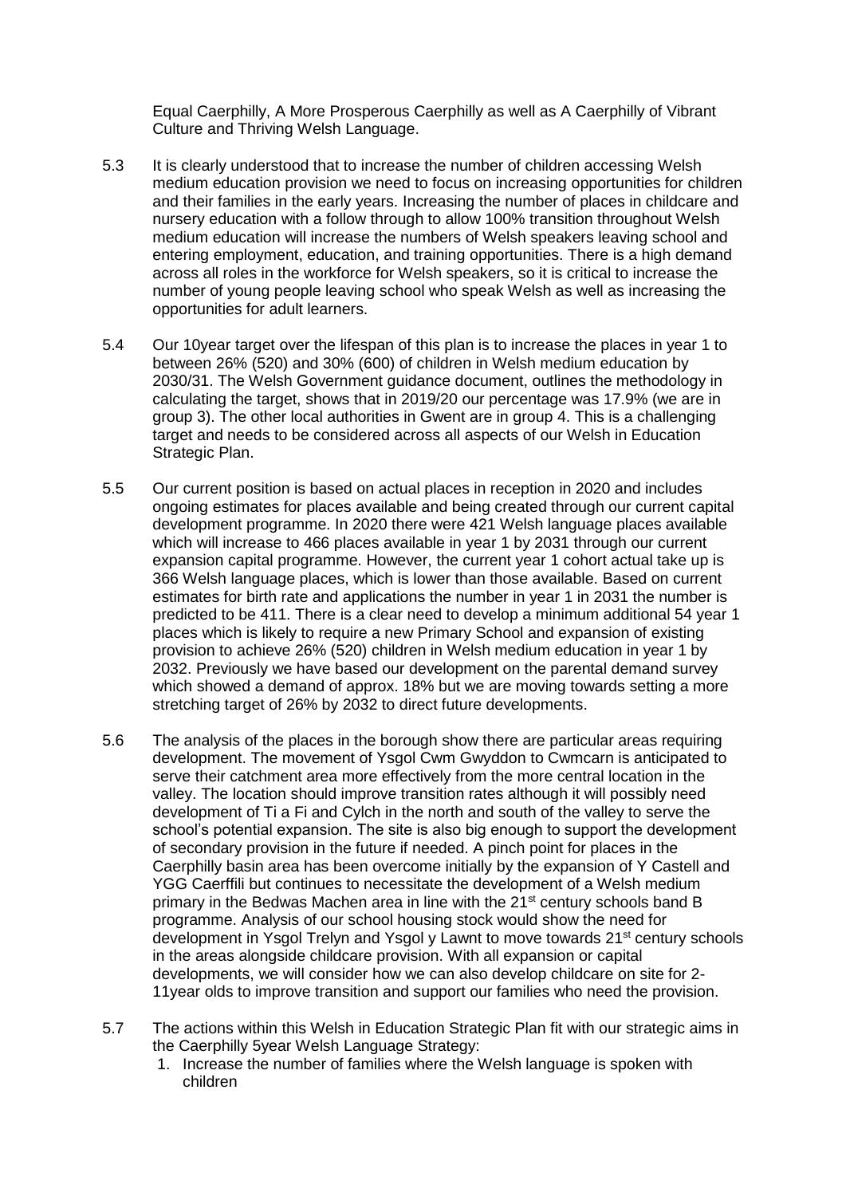Equal Caerphilly, A More Prosperous Caerphilly as well as A Caerphilly of Vibrant Culture and Thriving Welsh Language.

5.3 It is clearly understood that to increase the number of children accessing Welsh medium education provision we need to focus on increasing opportunities for children and their families in the early years. Increasing the number of places in childcare and nursery education with a follow through to allow 100% transition throughout Welsh medium education will increase the numbers of Welsh speakers leaving school and entering employment, education, and training opportunities. There is a high demand across all roles in the workforce for Welsh speakers, so it is critical to increase the number of young people leaving school who speak Welsh as well as increasing the opportunities for adult learners.

5.4 Our 10year target over the lifespan of this plan is to increase the places in year 1 to between 26% (520) and 30% (600) of children in Welsh medium education by 2030/31. The Welsh Government guidance document, outlines the methodology in calculating the target, shows that in 2019/20 our percentage was 17.9% (we are in group 3). The other local authorities in Gwent are in group 4. This is a challenging target and needs to be considered across all aspects of our Welsh in Education Strategic Plan.

5.5 Our current position is based on actual places in reception in 2020 and includes ongoing estimates for places available and being created through our current capital development programme. In 2020 there were 421 Welsh language places available which will increase to 466 places available in year 1 by 2031 through our current expansion capital programme. However, the current year 1 cohort actual take up is 366 Welsh language places, which is lower than those available. Based on current estimates for birth rate and applications the number in year 1 in 2031 the number is predicted to be 411. There is a clear need to develop a minimum additional 54 year 1 places which is likely to require a new Primary School and expansion of existing provision to achieve 26% (520) children in Welsh medium education in year 1 by 2032. Previously we have based our development on the parental demand survey which showed a demand of approx. 18% but we are moving towards setting a more stretching target of 26% by 2032 to direct future developments.

5.6 The analysis of the places in the borough show there are particular areas requiring development. The movement of Ysgol Cwm Gwyddon to Cwmcarn is anticipated to serve their catchment area more effectively from the more central location in the valley. The location should improve transition rates although it will possibly need development of Ti a Fi and Cylch in the north and south of the valley to serve the school's potential expansion. The site is also big enough to support the development of secondary provision in the future if needed. A pinch point for places in the Caerphilly basin area has been overcome initially by the expansion of Y Castell and YGG Caerffili but continues to necessitate the development of a Welsh medium primary in the Bedwas Machen area in line with the 21st century schools band B programme. Analysis of our school housing stock would show the need for development in Ysgol Trelyn and Ysgol y Lawnt to move towards 21st century schools in the areas alongside childcare provision. With all expansion or capital developments, we will consider how we can also develop childcare on site for 2-11year olds to improve transition and support our families who need the provision.

5.7 The actions within this Welsh in Education Strategic Plan fit with our strategic aims in the Caerphilly 5year Welsh Language Strategy:

1. Increase the number of families where the Welsh language is spoken with children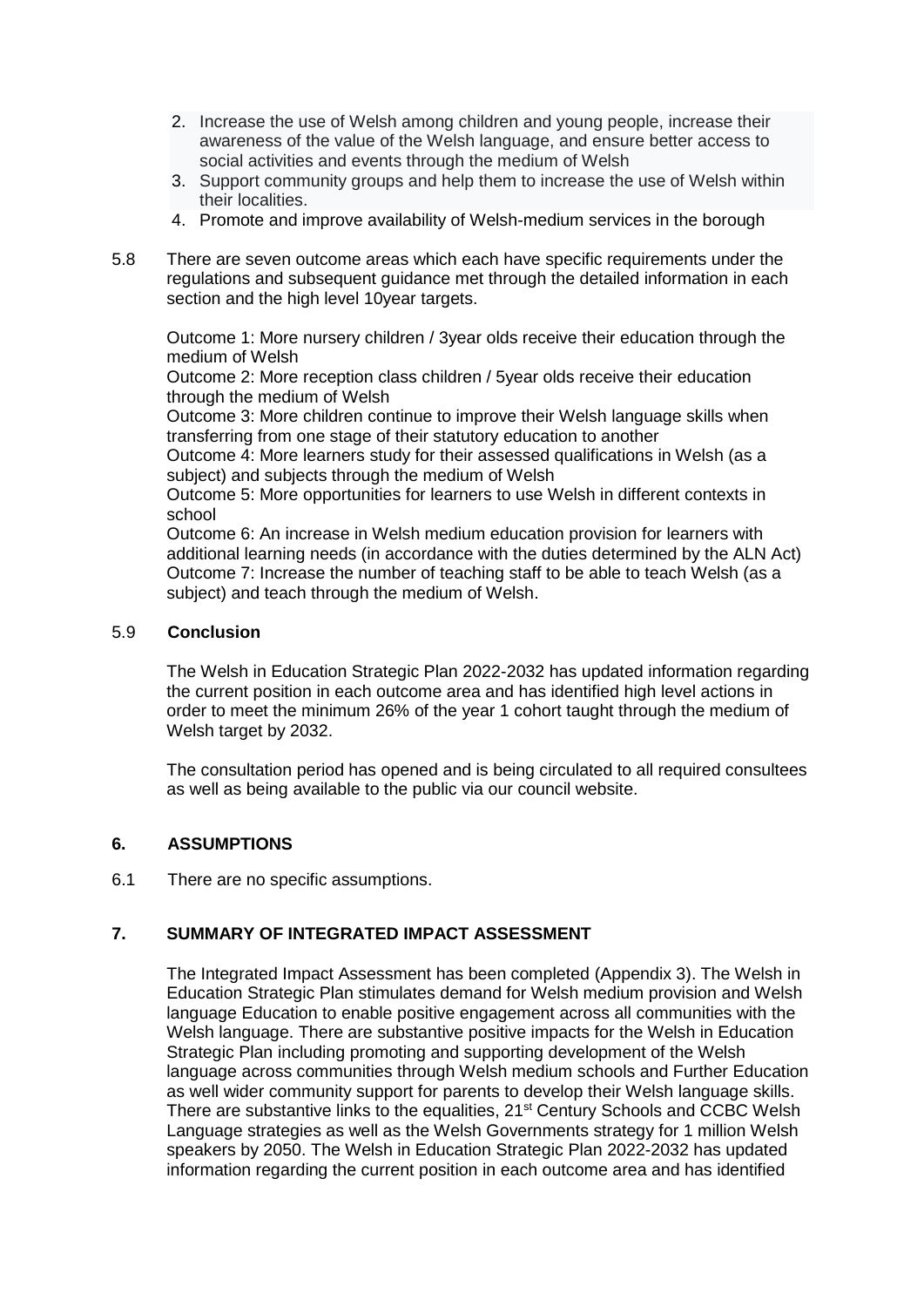2. Increase the use of Welsh among children and young people, increase their awareness of the value of the Welsh language, and ensure better access to social activities and events through the medium of Welsh
3. Support community groups and help them to increase the use of Welsh within their localities.
4. Promote and improve availability of Welsh-medium services in the borough

5.8 There are seven outcome areas which each have specific requirements under the regulations and subsequent guidance met through the detailed information in each section and the high level 10year targets.

Outcome 1: More nursery children / 3year olds receive their education through the medium of Welsh
Outcome 2: More reception class children / 5year olds receive their education through the medium of Welsh
Outcome 3: More children continue to improve their Welsh language skills when transferring from one stage of their statutory education to another
Outcome 4: More learners study for their assessed qualifications in Welsh (as a subject) and subjects through the medium of Welsh
Outcome 5: More opportunities for learners to use Welsh in different contexts in school
Outcome 6: An increase in Welsh medium education provision for learners with additional learning needs (in accordance with the duties determined by the ALN Act)
Outcome 7: Increase the number of teaching staff to be able to teach Welsh (as a subject) and teach through the medium of Welsh.

5.9 **Conclusion**

The Welsh in Education Strategic Plan 2022-2032 has updated information regarding the current position in each outcome area and has identified high level actions in order to meet the minimum 26% of the year 1 cohort taught through the medium of Welsh target by 2032.

The consultation period has opened and is being circulated to all required consultees as well as being available to the public via our council website.

## 6. ASSUMPTIONS

6.1 There are no specific assumptions.

## 7. SUMMARY OF INTEGRATED IMPACT ASSESSMENT

The Integrated Impact Assessment has been completed (Appendix 3). The Welsh in Education Strategic Plan stimulates demand for Welsh medium provision and Welsh language Education to enable positive engagement across all communities with the Welsh language. There are substantive positive impacts for the Welsh in Education Strategic Plan including promoting and supporting development of the Welsh language across communities through Welsh medium schools and Further Education as well wider community support for parents to develop their Welsh language skills. There are substantive links to the equalities, 21st Century Schools and CCBC Welsh Language strategies as well as the Welsh Governments strategy for 1 million Welsh speakers by 2050. The Welsh in Education Strategic Plan 2022-2032 has updated information regarding the current position in each outcome area and has identified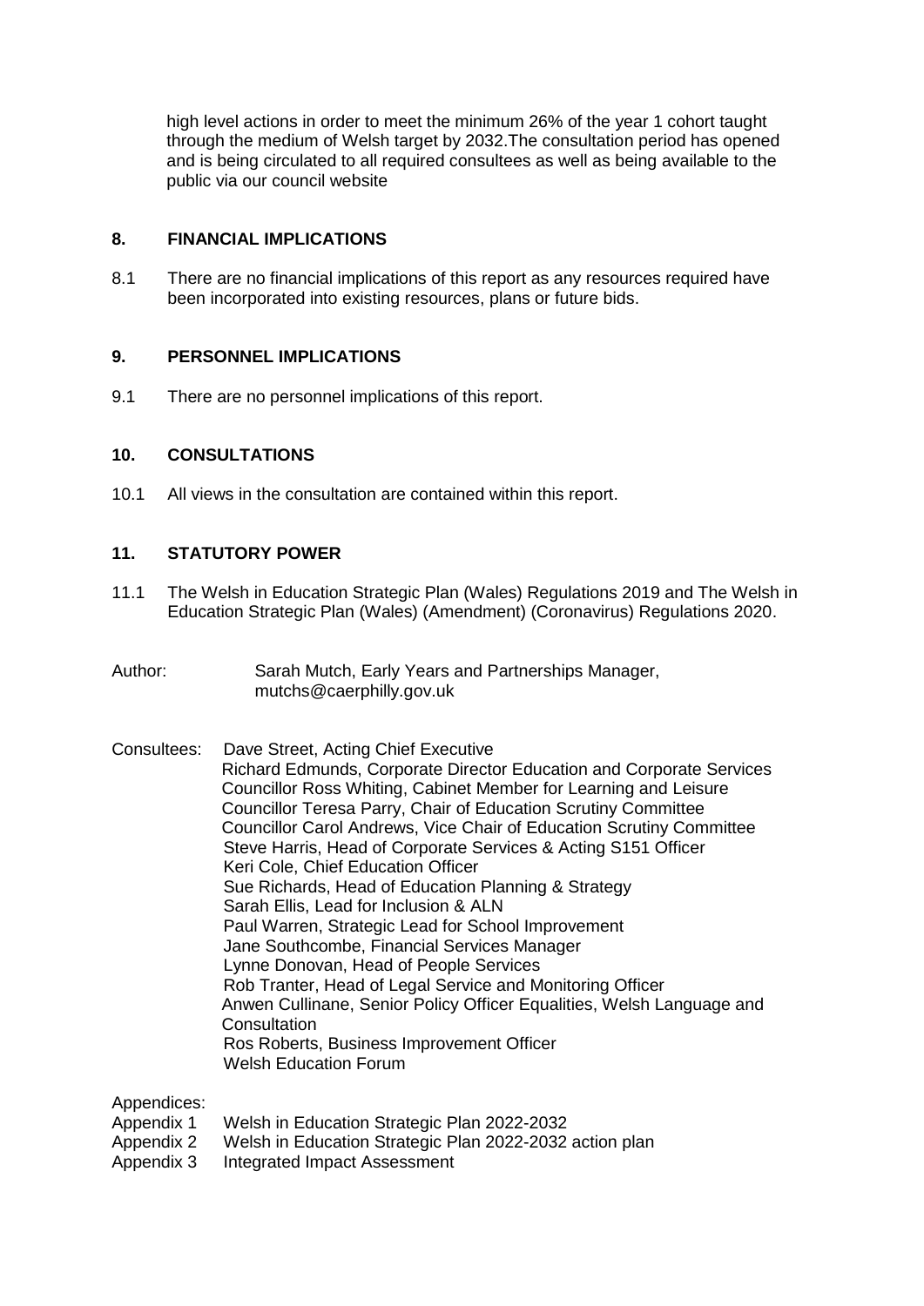high level actions in order to meet the minimum 26% of the year 1 cohort taught through the medium of Welsh target by 2032.The consultation period has opened and is being circulated to all required consultees as well as being available to the public via our council website

## 8. FINANCIAL IMPLICATIONS

8.1 There are no financial implications of this report as any resources required have been incorporated into existing resources, plans or future bids.

## 9. PERSONNEL IMPLICATIONS

9.1 There are no personnel implications of this report.

## 10. CONSULTATIONS

10.1 All views in the consultation are contained within this report.

## 11. STATUTORY POWER

11.1 The Welsh in Education Strategic Plan (Wales) Regulations 2019 and The Welsh in Education Strategic Plan (Wales) (Amendment) (Coronavirus) Regulations 2020.

Author: Sarah Mutch, Early Years and Partnerships Manager, mutchs@caerphilly.gov.uk

Consultees:
Dave Street, Acting Chief Executive
Richard Edmunds, Corporate Director Education and Corporate Services
Councillor Ross Whiting, Cabinet Member for Learning and Leisure
Councillor Teresa Parry, Chair of Education Scrutiny Committee
Councillor Carol Andrews, Vice Chair of Education Scrutiny Committee
Steve Harris, Head of Corporate Services & Acting S151 Officer
Keri Cole, Chief Education Officer
Sue Richards, Head of Education Planning & Strategy
Sarah Ellis, Lead for Inclusion & ALN
Paul Warren, Strategic Lead for School Improvement
Jane Southcombe, Financial Services Manager
Lynne Donovan, Head of People Services
Rob Tranter, Head of Legal Service and Monitoring Officer
Anwen Cullinane, Senior Policy Officer Equalities, Welsh Language and Consultation
Ros Roberts, Business Improvement Officer
Welsh Education Forum

Appendices:
Appendix 1 Welsh in Education Strategic Plan 2022-2032
Appendix 2 Welsh in Education Strategic Plan 2022-2032 action plan
Appendix 3 Integrated Impact Assessment